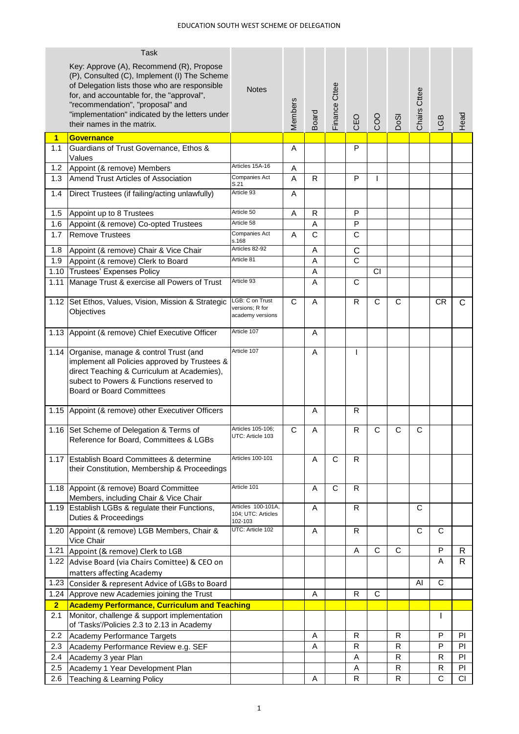# EDUCATION SOUTH WEST SCHEME OF DELEGATION

| | Task<br>Key: Approve (A), Recommend (R), Propose (P), Consulted (C), Implement (I) The Scheme of Delegation lists those who are responsible for, and accountable for, the "approval", "recommendation", "proposal" and "implementation" indicated by the letters under their names in the matrix. | Notes | Members | Board | Finance Cttee | CEO | COO | DoSI | Chairs Cttee | LGB | Head |
|---|---|---|---|---|---|---|---|---|---|---|---|
| **1** | **Governance** | | | | | | | | | | |
| 1.1 | Guardians of Trust Governance, Ethos & Values | | A | | | P | | | | | |
| 1.2 | Appoint (& remove) Members | Articles 15A-16 | A | | | | | | | | |
| 1.3 | Amend Trust Articles of Association | Companies Act S.21 | A | R | | P | I | | | | |
| 1.4 | Direct Trustees (if failing/acting unlawfully) | Article 93 | A | | | | | | | | |
| 1.5 | Appoint up to 8 Trustees | Article 50 | A | R | | P | | | | | |
| 1.6 | Appoint (& remove) Co-opted Trustees | Article 58 | | A | | P | | | | | |
| 1.7 | Remove Trustees | Companies Act s.168 | A | C | | C | | | | | |
| 1.8 | Appoint (& remove) Chair & Vice Chair | Articles 82-92 | | A | | C | | | | | |
| 1.9 | Appoint (& remove) Clerk to Board | Article 81 | | A | | C | | | | | |
| 1.10 | Trustees' Expenses Policy | | | A | | | CI | | | | |
| 1.11 | Manage Trust & exercise all Powers of Trust | Article 93 | | A | | C | | | | | |
| 1.12 | Set Ethos, Values, Vision, Mission & Strategic Objectives | LGB: C on Trust versions; R for academy versions | C | A | | R | C | C | | CR | C |
| 1.13 | Appoint (& remove) Chief Executive Officer | Article 107 | | A | | | | | | | |
| 1.14 | Organise, manage & control Trust (and implement all Policies approved by Trustees & direct Teaching & Curriculum at Academies), subect to Powers & Functions reserved to Board or Board Committees | Article 107 | | A | | I | | | | | |
| 1.15 | Appoint (& remove) other Executiver Officers | | | A | | R | | | | | |
| 1.16 | Set Scheme of Delegation & Terms of Reference for Board, Committees & LGBs | Articles 105-106; UTC: Article 103 | C | A | | R | C | C | C | | |
| 1.17 | Establish Board Committees & determine their Constitution, Membership & Proceedings | Articles 100-101 | | A | C | R | | | | | |
| 1.18 | Appoint (& remove) Board Committee Members, including Chair & Vice Chair | Article 101 | | A | C | R | | | | | |
| 1.19 | Establish LGBs & regulate their Functions, Duties & Proceedings | Articles 100-101A, 104; UTC: Articles 102-103 | | A | | R | | | C | | |
| 1.20 | Appoint (& remove) LGB Members, Chair & Vice Chair | UTC: Article 102 | | A | | R | | | C | C | |
| 1.21 | Appoint (& remove) Clerk to LGB | | | | | A | C | C | | P | R |
| 1.22 | Advise Board (via Chairs Comittee) & CEO on matters affecting Academy | | | | | | | | | A | R |
| 1.23 | Consider & represent Advice of LGBs to Board | | | | | | | | AI | C | |
| 1.24 | Approve new Academies joining the Trust | | | A | | R | C | | | | |
| **2** | **Academy Performance, Curriculum and Teaching** | | | | | | | | | | |
| 2.1 | Monitor, challenge & support implementation of 'Tasks'/Policies 2.3 to 2.13 in Academy | | | | | | | | | I | |
| 2.2 | Academy Performance Targets | | | A | | R | | R | | P | PI |
| 2.3 | Academy Performance Review e.g. SEF | | | A | | R | | R | | P | PI |
| 2.4 | Academy 3 year Plan | | | | | A | | R | | R | PI |
| 2.5 | Academy 1 Year Development Plan | | | | | A | | R | | R | PI |
| 2.6 | Teaching & Learning Policy | | | A | | R | | R | | C | CI |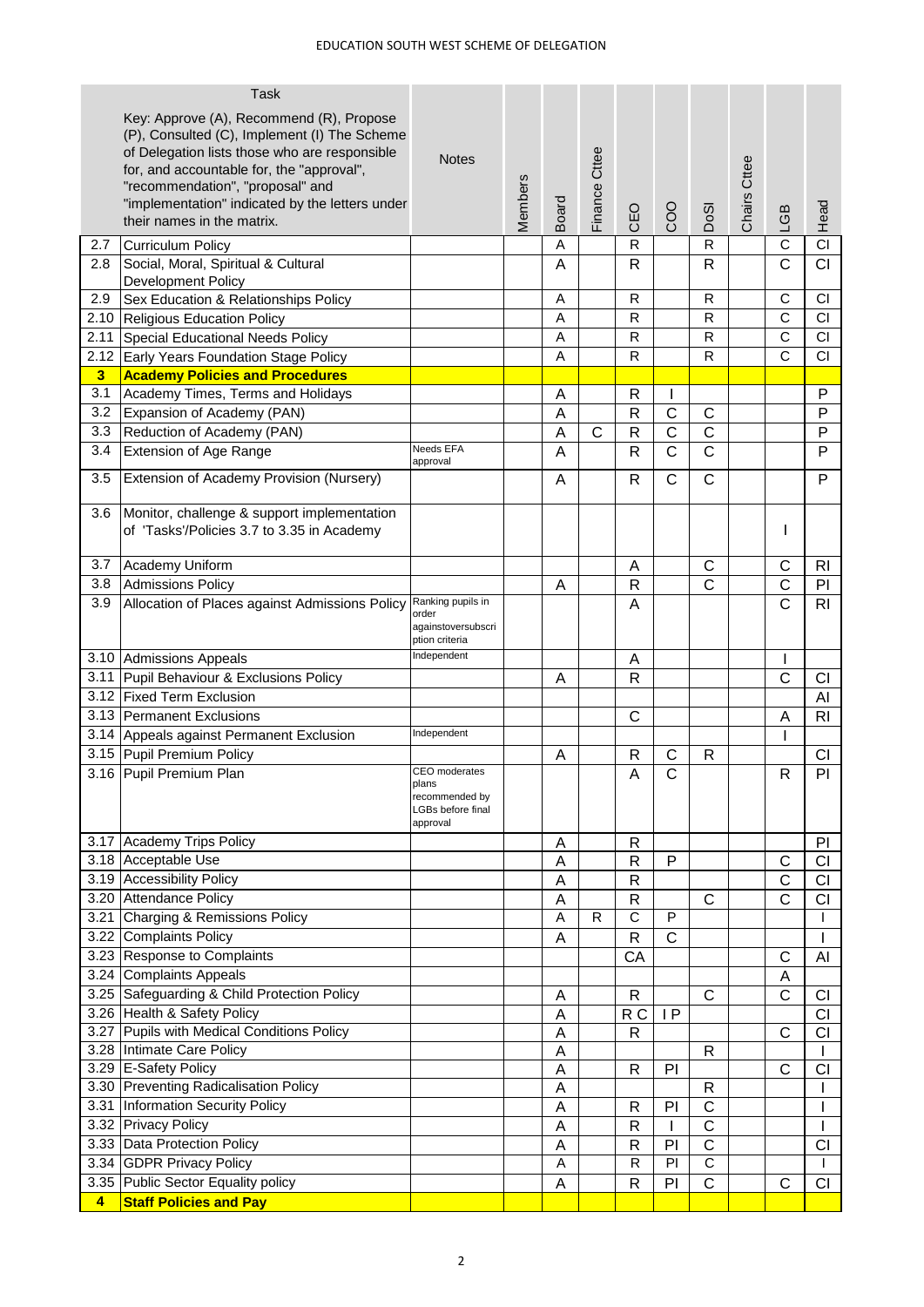| | Task<br>Key: Approve (A), Recommend (R), Propose (P), Consulted (C), Implement (I) The Scheme of Delegation lists those who are responsible for, and accountable for, the "approval", "recommendation", "proposal" and "implementation" indicated by the letters under their names in the matrix. | Notes | Members | Board | Finance Cttee | CEO | COO | DoSI | Chairs Cttee | LGB | Head |
|---|---|---|---|---|---|---|---|---|---|---|---|
| 2.7 | Curriculum Policy | | | A | | R | | R | | C | CI |
| 2.8 | Social, Moral, Spiritual & Cultural Development Policy | | | A | | R | | R | | C | CI |
| 2.9 | Sex Education & Relationships Policy | | | A | | R | | R | | C | CI |
| 2.10 | Religious Education Policy | | | A | | R | | R | | C | CI |
| 2.11 | Special Educational Needs Policy | | | A | | R | | R | | C | CI |
| 2.12 | Early Years Foundation Stage Policy | | | A | | R | | R | | C | CI |
| **3** | **Academy Policies and Procedures** | | | | | | | | | | |
| 3.1 | Academy Times, Terms and Holidays | | | A | | R | I | | | | P |
| 3.2 | Expansion of Academy (PAN) | | | A | | R | C | C | | | P |
| 3.3 | Reduction of Academy (PAN) | | | A | C | R | C | C | | | P |
| 3.4 | Extension of Age Range | Needs EFA approval | | A | | R | C | C | | | P |
| 3.5 | Extension of Academy Provision (Nursery) | | | A | | R | C | C | | | P |
| 3.6 | Monitor, challenge & support implementation of 'Tasks'/Policies 3.7 to 3.35 in Academy | | | | | | | | | I | |
| 3.7 | Academy Uniform | | | | | A | | C | | C | RI |
| 3.8 | Admissions Policy | | | A | | R | | C | | C | PI |
| 3.9 | Allocation of Places against Admissions Policy | Ranking pupils in order againstoversubscription criteria | | | | A | | | | C | RI |
| 3.10 | Admissions Appeals | Independent | | | | A | | | | I | |
| 3.11 | Pupil Behaviour & Exclusions Policy | | | A | | R | | | | C | CI |
| 3.12 | Fixed Term Exclusion | | | | | | | | | | AI |
| 3.13 | Permanent Exclusions | | | | | C | | | | A | RI |
| 3.14 | Appeals against Permanent Exclusion | Independent | | | | | | | | I | |
| 3.15 | Pupil Premium Policy | | | A | | R | C | R | | | CI |
| 3.16 | Pupil Premium Plan | CEO moderates plans recommended by LGBs before final approval | | | | A | C | | | R | PI |
| 3.17 | Academy Trips Policy | | | A | | R | | | | | PI |
| 3.18 | Acceptable Use | | | A | | R | P | | | C | CI |
| 3.19 | Accessibility Policy | | | A | | R | | | | C | CI |
| 3.20 | Attendance Policy | | | A | | R | | C | | C | CI |
| 3.21 | Charging & Remissions Policy | | | A | R | C | P | | | | I |
| 3.22 | Complaints Policy | | | A | | R | C | | | | I |
| 3.23 | Response to Complaints | | | | | CA | | | | C | AI |
| 3.24 | Complaints Appeals | | | | | | | | | A | |
| 3.25 | Safeguarding & Child Protection Policy | | | A | | R | | C | | C | CI |
| 3.26 | Health & Safety Policy | | | A | | R C | I P | | | | CI |
| 3.27 | Pupils with Medical Conditions Policy | | | A | | R | | | | C | CI |
| 3.28 | Intimate Care Policy | | | A | | | | R | | | I |
| 3.29 | E-Safety Policy | | | A | | R | PI | | | C | CI |
| 3.30 | Preventing Radicalisation Policy | | | A | | | | R | | | I |
| 3.31 | Information Security Policy | | | A | | R | PI | C | | | I |
| 3.32 | Privacy Policy | | | A | | R | I | C | | | I |
| 3.33 | Data Protection Policy | | | A | | R | PI | C | | | CI |
| 3.34 | GDPR Privacy Policy | | | A | | R | PI | C | | | I |
| 3.35 | Public Sector Equality policy | | | A | | R | PI | C | | C | CI |
| **4** | **Staff Policies and Pay** | | | | | | | | | | |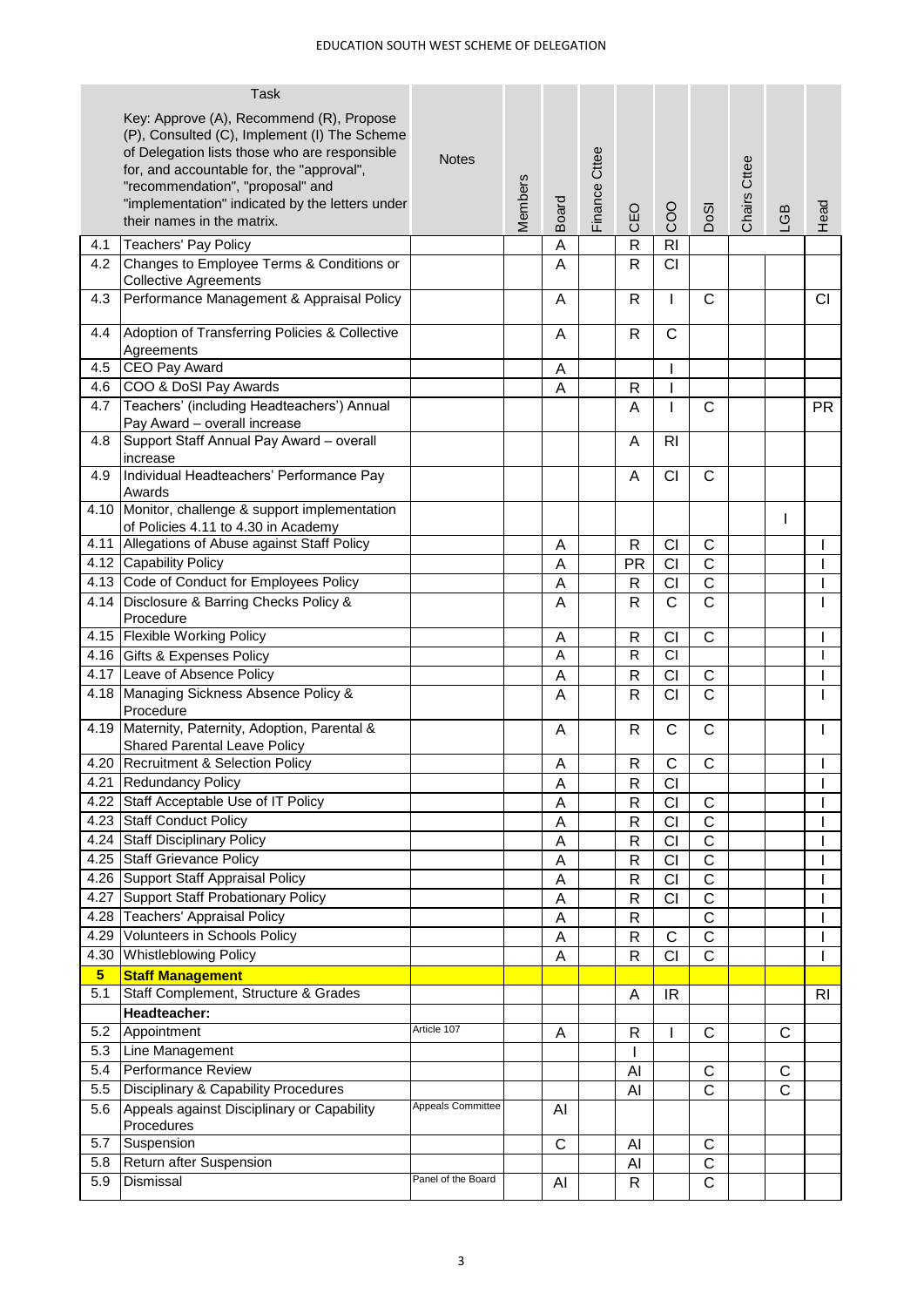| | Task<br><br>Key: Approve (A), Recommend (R), Propose (P), Consulted (C), Implement (I) The Scheme of Delegation lists those who are responsible for, and accountable for, the "approval", "recommendation", "proposal" and "implementation" indicated by the letters under their names in the matrix. | Notes | Members | Board | Finance Cttee | CEO | COO | DoSI | Chairs Cttee | LGB | Head |
|---|---|---|---|---|---|---|---|---|---|---|---|
| 4.1 | Teachers' Pay Policy | | | A | | R | RI | | | | |
| 4.2 | Changes to Employee Terms & Conditions or Collective Agreements | | | A | | R | CI | | | | |
| 4.3 | Performance Management & Appraisal Policy | | | A | | R | I | C | | | CI |
| 4.4 | Adoption of Transferring Policies & Collective Agreements | | | A | | R | C | | | | |
| 4.5 | CEO Pay Award | | | A | | | I | | | | |
| 4.6 | COO & DoSI Pay Awards | | | A | | R | I | | | | |
| 4.7 | Teachers' (including Headteachers') Annual Pay Award – overall increase | | | | | A | I | C | | | PR |
| 4.8 | Support Staff Annual Pay Award – overall increase | | | | | A | RI | | | | |
| 4.9 | Individual Headteachers' Performance Pay Awards | | | | | A | CI | C | | | |
| 4.10 | Monitor, challenge & support implementation of Policies 4.11 to 4.30 in Academy | | | | | | | | | I | |
| 4.11 | Allegations of Abuse against Staff Policy | | | A | | R | CI | C | | | I |
| 4.12 | Capability Policy | | | A | | PR | CI | C | | | I |
| 4.13 | Code of Conduct for Employees Policy | | | A | | R | CI | C | | | I |
| 4.14 | Disclosure & Barring Checks Policy & Procedure | | | A | | R | C | C | | | I |
| 4.15 | Flexible Working Policy | | | A | | R | CI | C | | | I |
| 4.16 | Gifts & Expenses Policy | | | A | | R | CI | | | | I |
| 4.17 | Leave of Absence Policy | | | A | | R | CI | C | | | I |
| 4.18 | Managing Sickness Absence Policy & Procedure | | | A | | R | CI | C | | | I |
| 4.19 | Maternity, Paternity, Adoption, Parental & Shared Parental Leave Policy | | | A | | R | C | C | | | I |
| 4.20 | Recruitment & Selection Policy | | | A | | R | C | C | | | I |
| 4.21 | Redundancy Policy | | | A | | R | CI | | | | I |
| 4.22 | Staff Acceptable Use of IT Policy | | | A | | R | CI | C | | | I |
| 4.23 | Staff Conduct Policy | | | A | | R | CI | C | | | I |
| 4.24 | Staff Disciplinary Policy | | | A | | R | CI | C | | | I |
| 4.25 | Staff Grievance Policy | | | A | | R | CI | C | | | I |
| 4.26 | Support Staff Appraisal Policy | | | A | | R | CI | C | | | I |
| 4.27 | Support Staff Probationary Policy | | | A | | R | CI | C | | | I |
| 4.28 | Teachers' Appraisal Policy | | | A | | R | | C | | | I |
| 4.29 | Volunteers in Schools Policy | | | A | | R | C | C | | | I |
| 4.30 | Whistleblowing Policy | | | A | | R | CI | C | | | I |
| **5** | **Staff Management** | | | | | | | | | | |
| 5.1 | Staff Complement, Structure & Grades | | | | | A | IR | | | | RI |
| | **Headteacher:** | | | | | | | | | | |
| 5.2 | Appointment | Article 107 | | A | | R | I | C | | C | |
| 5.3 | Line Management | | | | | I | | | | | |
| 5.4 | Performance Review | | | | | AI | | C | | C | |
| 5.5 | Disciplinary & Capability Procedures | | | | | AI | | C | | C | |
| 5.6 | Appeals against Disciplinary or Capability Procedures | Appeals Committee | | AI | | | | | | | |
| 5.7 | Suspension | | | C | | AI | | C | | | |
| 5.8 | Return after Suspension | | | | | AI | | C | | | |
| 5.9 | Dismissal | Panel of the Board | | AI | | R | | C | | | |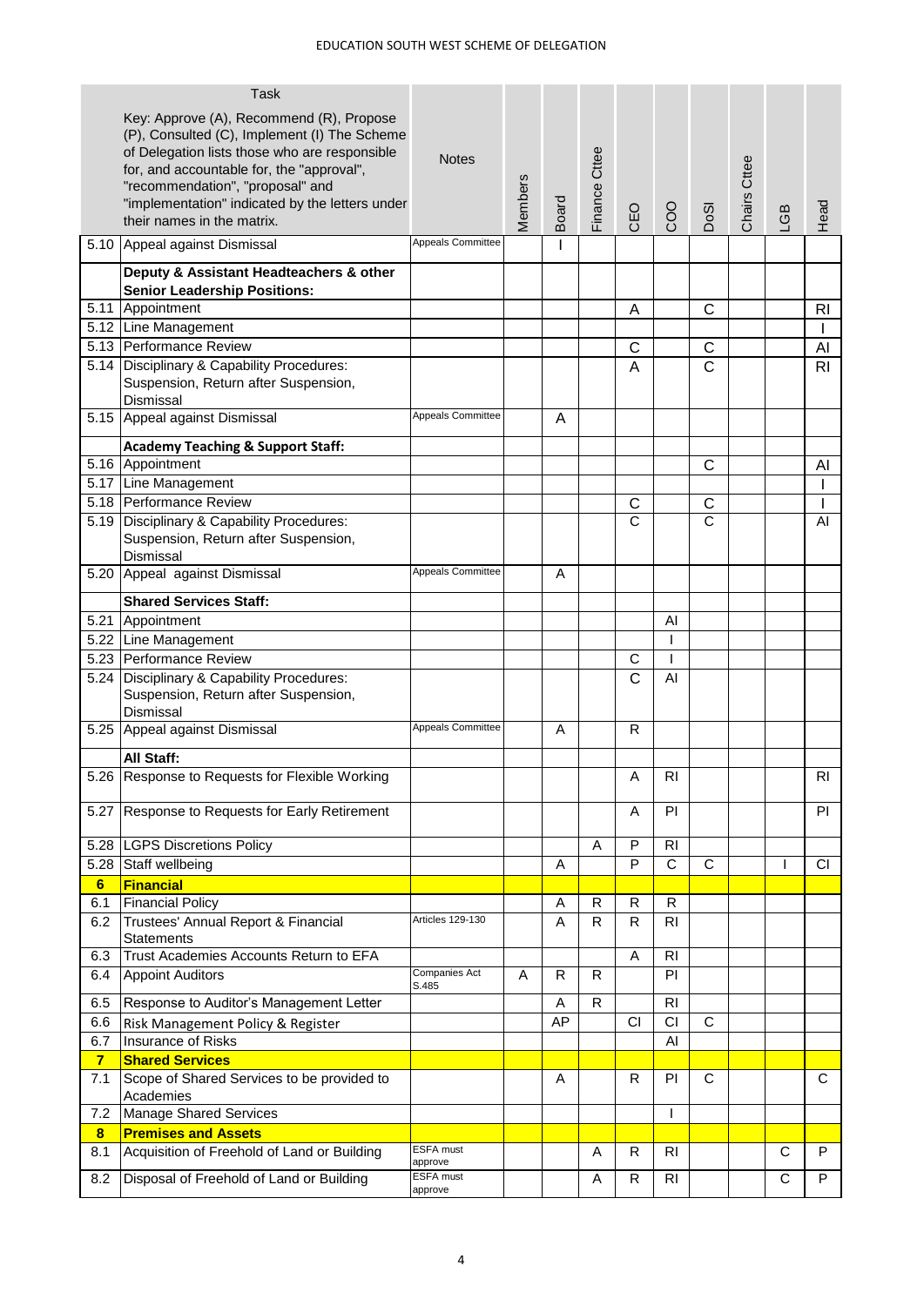| | Task | Notes | Members | Board | Finance Cttee | CEO | COO | DoSI | Chairs Cttee | LGB | Head |
|---|---|---|---|---|---|---|---|---|---|---|---|
| | Key: Approve (A), Recommend (R), Propose (P), Consulted (C), Implement (I) The Scheme of Delegation lists those who are responsible for, and accountable for, the "approval", "recommendation", "proposal" and "implementation" indicated by the letters under their names in the matrix. | | | | | | | | | | |
| 5.10 | Appeal against Dismissal | Appeals Committee | | I | | | | | | | |
| | **Deputy & Assistant Headteachers & other Senior Leadership Positions:** | | | | | | | | | | |
| 5.11 | Appointment | | | | | A | | C | | | RI |
| 5.12 | Line Management | | | | | | | | | | I |
| 5.13 | Performance Review | | | | | C | | C | | | AI |
| 5.14 | Disciplinary & Capability Procedures: Suspension, Return after Suspension, Dismissal | | | | | A | | C | | | RI |
| 5.15 | Appeal against Dismissal | Appeals Committee | | A | | | | | | | |
| | **Academy Teaching & Support Staff:** | | | | | | | | | | |
| 5.16 | Appointment | | | | | | | C | | | AI |
| 5.17 | Line Management | | | | | | | | | | I |
| 5.18 | Performance Review | | | | | C | | C | | | I |
| 5.19 | Disciplinary & Capability Procedures: Suspension, Return after Suspension, Dismissal | | | | | C | | C | | | AI |
| 5.20 | Appeal against Dismissal | Appeals Committee | | A | | | | | | | |
| | **Shared Services Staff:** | | | | | | | | | | |
| 5.21 | Appointment | | | | | | AI | | | | |
| 5.22 | Line Management | | | | | | I | | | | |
| 5.23 | Performance Review | | | | | C | I | | | | |
| 5.24 | Disciplinary & Capability Procedures: Suspension, Return after Suspension, Dismissal | | | | | C | AI | | | | |
| 5.25 | Appeal against Dismissal | Appeals Committee | | A | | R | | | | | |
| | **All Staff:** | | | | | | | | | | |
| 5.26 | Response to Requests for Flexible Working | | | | | A | RI | | | | RI |
| 5.27 | Response to Requests for Early Retirement | | | | | A | PI | | | | PI |
| 5.28 | LGPS Discretions Policy | | | | A | P | RI | | | | |
| 5.28 | Staff wellbeing | | | A | | P | C | C | | I | CI |
| **6** | **Financial** | | | | | | | | | | |
| 6.1 | Financial Policy | | | A | R | R | R | | | | |
| 6.2 | Trustees' Annual Report & Financial Statements | Articles 129-130 | | A | R | R | RI | | | | |
| 6.3 | Trust Academies Accounts Return to EFA | | | | | A | RI | | | | |
| 6.4 | Appoint Auditors | Companies Act S.485 | A | R | R | | PI | | | | |
| 6.5 | Response to Auditor's Management Letter | | | A | R | | RI | | | | |
| 6.6 | Risk Management Policy & Register | | | AP | | CI | CI | C | | | |
| 6.7 | Insurance of Risks | | | | | | AI | | | | |
| **7** | **Shared Services** | | | | | | | | | | |
| 7.1 | Scope of Shared Services to be provided to Academies | | | A | | R | PI | C | | | C |
| 7.2 | Manage Shared Services | | | | | | I | | | | |
| **8** | **Premises and Assets** | | | | | | | | | | |
| 8.1 | Acquisition of Freehold of Land or Building | ESFA must approve | | | A | R | RI | | | C | P |
| 8.2 | Disposal of Freehold of Land or Building | ESFA must approve | | | A | R | RI | | | C | P |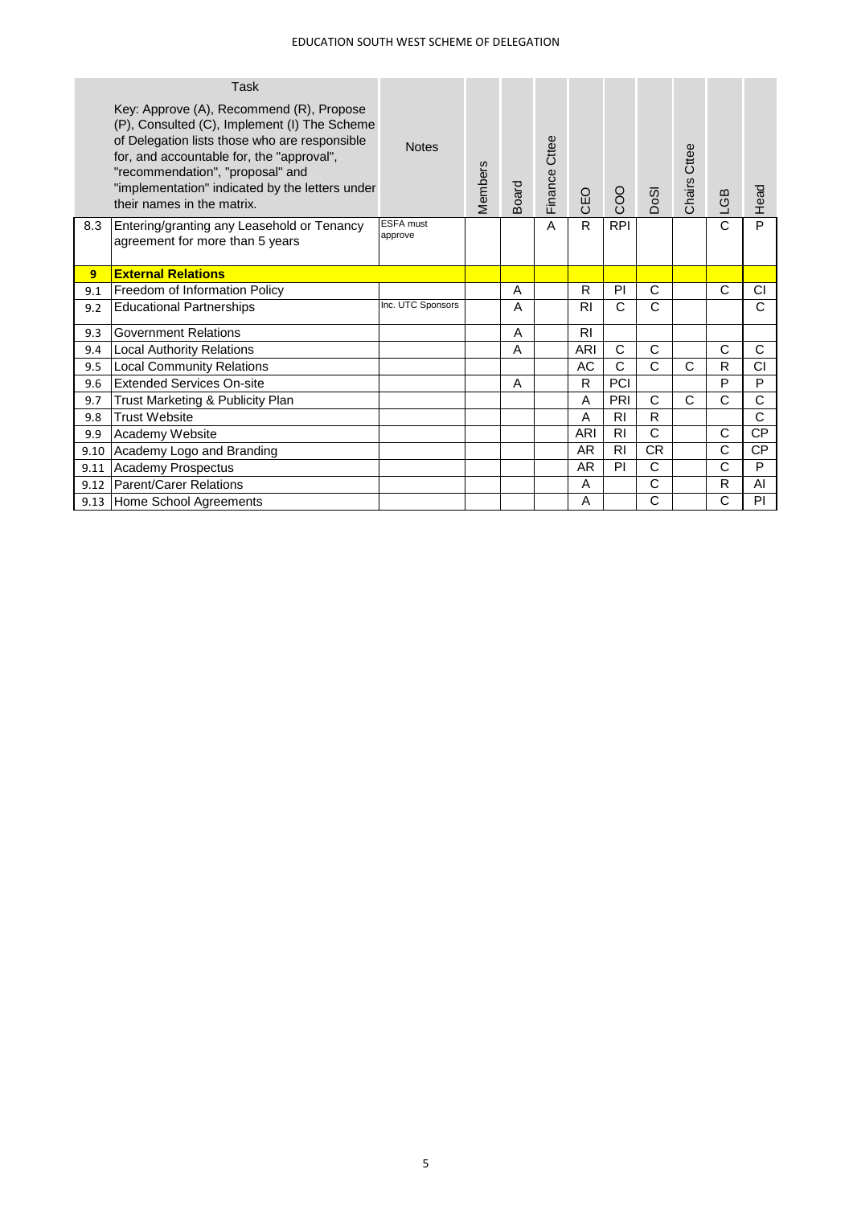| | Task<br>Key: Approve (A), Recommend (R), Propose (P), Consulted (C), Implement (I) The Scheme of Delegation lists those who are responsible for, and accountable for, the "approval", "recommendation", "proposal" and "implementation" indicated by the letters under their names in the matrix. | Notes | Members | Board | Finance Cttee | CEO | COO | DoSI | Chairs Cttee | LGB | Head |
|---|---|---|---|---|---|---|---|---|---|---|---|
| 8.3 | Entering/granting any Leasehold or Tenancy agreement for more than 5 years | ESFA must approve | | | A | R | RPI | | | C | P |
| **9** | **External Relations** | | | | | | | | | | |
| 9.1 | Freedom of Information Policy | | | A | | R | PI | C | | C | CI |
| 9.2 | Educational Partnerships | Inc. UTC Sponsors | | A | | RI | C | C | | | C |
| 9.3 | Government Relations | | | A | | RI | | | | | |
| 9.4 | Local Authority Relations | | | A | | ARI | C | C | | C | C |
| 9.5 | Local Community Relations | | | | | AC | C | C | C | R | CI |
| 9.6 | Extended Services On-site | | | A | | R | PCI | | | P | P |
| 9.7 | Trust Marketing & Publicity Plan | | | | | A | PRI | C | C | C | C |
| 9.8 | Trust Website | | | | | A | RI | R | | | C |
| 9.9 | Academy Website | | | | | ARI | RI | C | | C | CP |
| 9.10 | Academy Logo and Branding | | | | | AR | RI | CR | | C | CP |
| 9.11 | Academy Prospectus | | | | | AR | PI | C | | C | P |
| 9.12 | Parent/Carer Relations | | | | | A | | C | | R | AI |
| 9.13 | Home School Agreements | | | | | A | | C | | C | PI |